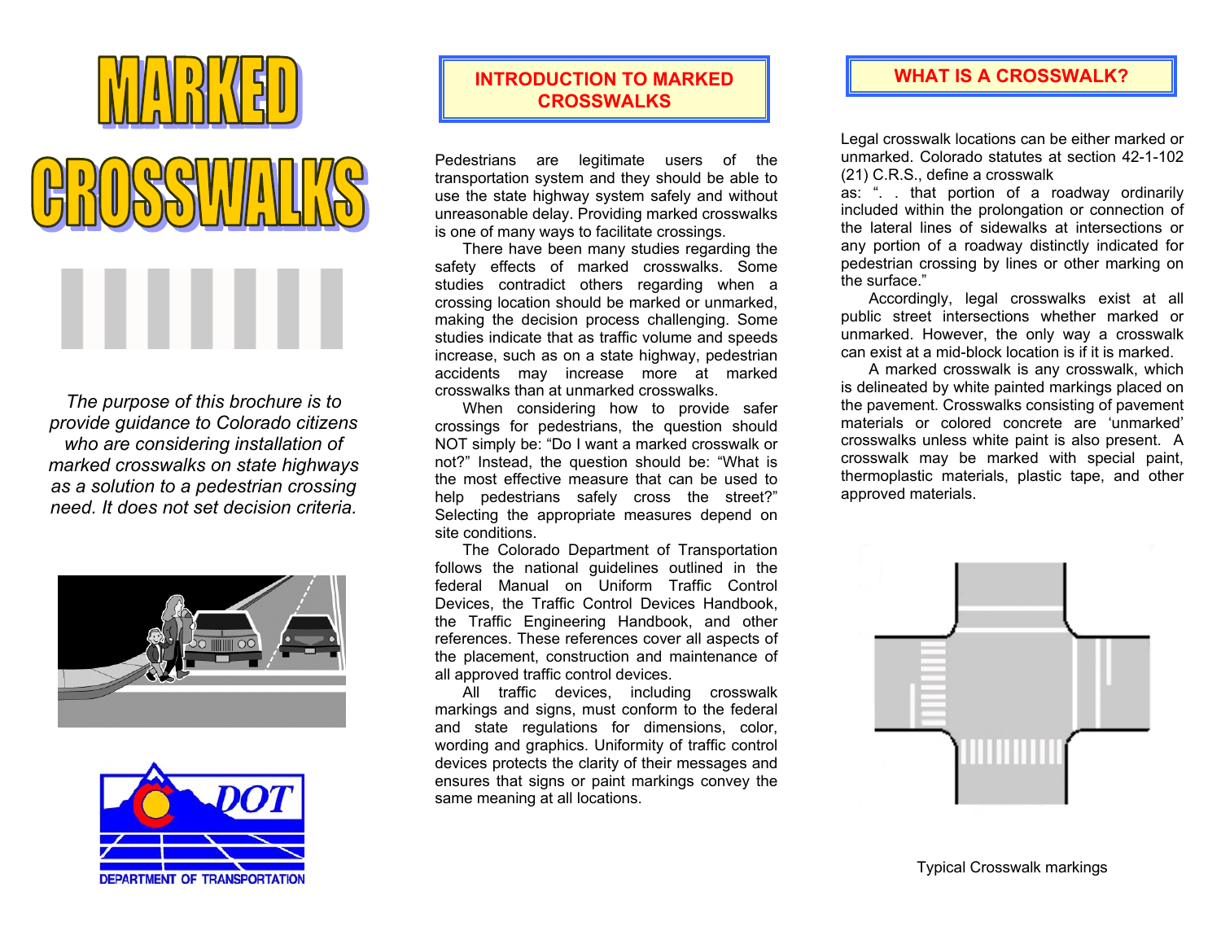# MARKED CROSSWALKS

*The purpose of this brochure is to provide guidance to Colorado citizens who are considering installation of marked crosswalks on state highways as a solution to a pedestrian crossing need. It does not set decision criteria.*

DEPARTMENT OF TRANSPORTATION

## INTRODUCTION TO MARKED CROSSWALKS

Pedestrians are legitimate users of the transportation system and they should be able to use the state highway system safely and without unreasonable delay. Providing marked crosswalks is one of many ways to facilitate crossings.

There have been many studies regarding the safety effects of marked crosswalks. Some studies contradict others regarding when a crossing location should be marked or unmarked, making the decision process challenging. Some studies indicate that as traffic volume and speeds increase, such as on a state highway, pedestrian accidents may increase more at marked crosswalks than at unmarked crosswalks.

When considering how to provide safer crossings for pedestrians, the question should NOT simply be: "Do I want a marked crosswalk or not?" Instead, the question should be: "What is the most effective measure that can be used to help pedestrians safely cross the street?" Selecting the appropriate measures depend on site conditions.

The Colorado Department of Transportation follows the national guidelines outlined in the federal Manual on Uniform Traffic Control Devices, the Traffic Control Devices Handbook, the Traffic Engineering Handbook, and other references. These references cover all aspects of the placement, construction and maintenance of all approved traffic control devices.

All traffic devices, including crosswalk markings and signs, must conform to the federal and state regulations for dimensions, color, wording and graphics. Uniformity of traffic control devices protects the clarity of their messages and ensures that signs or paint markings convey the same meaning at all locations.

## WHAT IS A CROSSWALK?

Legal crosswalk locations can be either marked or unmarked. Colorado statutes at section 42-1-102 (21) C.R.S., define a crosswalk as: ". . that portion of a roadway ordinarily included within the prolongation or connection of the lateral lines of sidewalks at intersections or any portion of a roadway distinctly indicated for pedestrian crossing by lines or other marking on the surface."

Accordingly, legal crosswalks exist at all public street intersections whether marked or unmarked. However, the only way a crosswalk can exist at a mid-block location is if it is marked.

A marked crosswalk is any crosswalk, which is delineated by white painted markings placed on the pavement. Crosswalks consisting of pavement materials or colored concrete are 'unmarked' crosswalks unless white paint is also present. A crosswalk may be marked with special paint, thermoplastic materials, plastic tape, and other approved materials.

Typical Crosswalk markings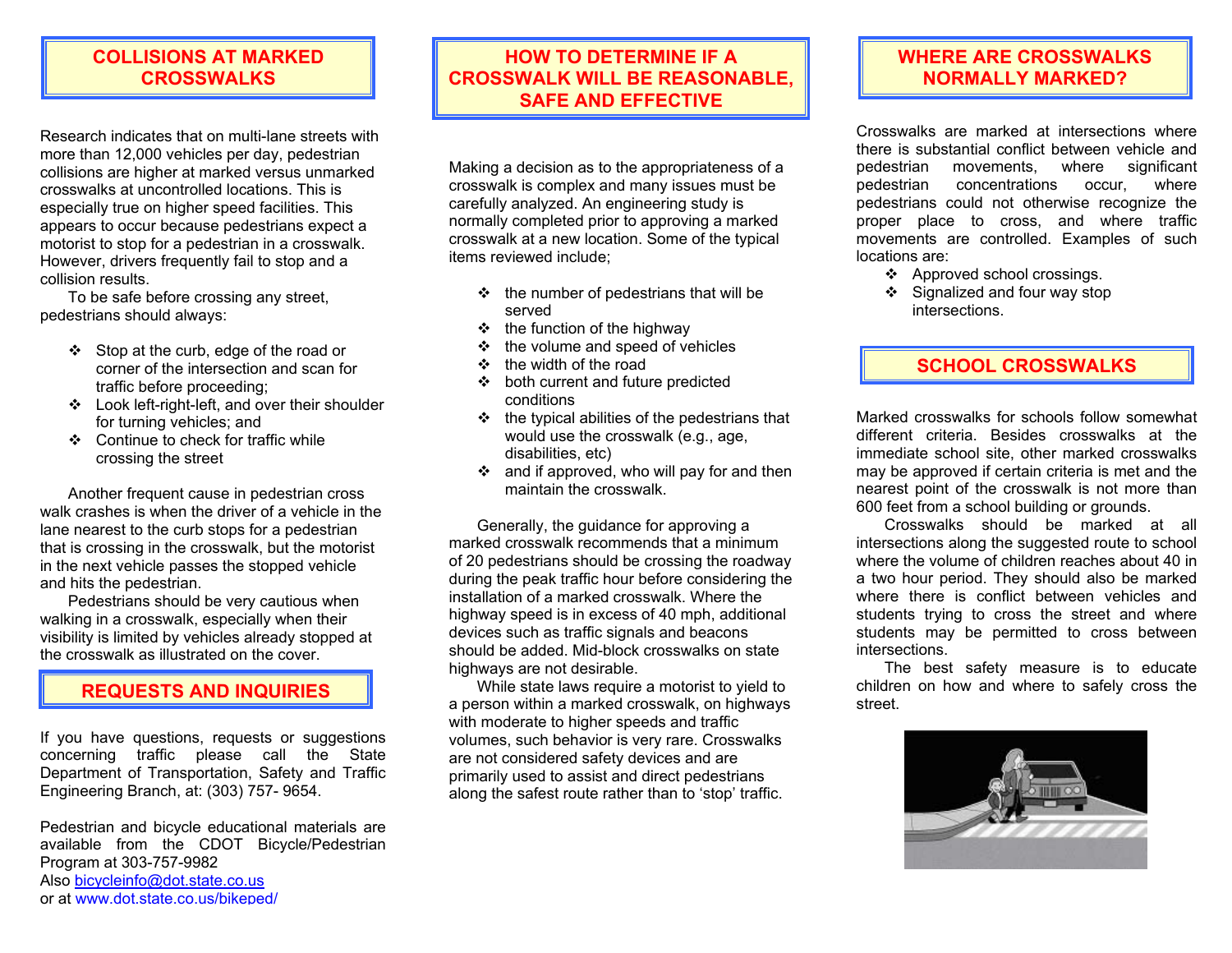## COLLISIONS AT MARKED CROSSWALKS

Research indicates that on multi-lane streets with more than 12,000 vehicles per day, pedestrian collisions are higher at marked versus unmarked crosswalks at uncontrolled locations. This is especially true on higher speed facilities. This appears to occur because pedestrians expect a motorist to stop for a pedestrian in a crosswalk. However, drivers frequently fail to stop and a collision results.

To be safe before crossing any street, pedestrians should always:

- Stop at the curb, edge of the road or corner of the intersection and scan for traffic before proceeding;
- Look left-right-left, and over their shoulder for turning vehicles; and
- Continue to check for traffic while crossing the street

Another frequent cause in pedestrian cross walk crashes is when the driver of a vehicle in the lane nearest to the curb stops for a pedestrian that is crossing in the crosswalk, but the motorist in the next vehicle passes the stopped vehicle and hits the pedestrian.

Pedestrians should be very cautious when walking in a crosswalk, especially when their visibility is limited by vehicles already stopped at the crosswalk as illustrated on the cover.

## REQUESTS AND INQUIRIES

If you have questions, requests or suggestions concerning traffic please call the State Department of Transportation, Safety and Traffic Engineering Branch, at: (303) 757- 9654.

Pedestrian and bicycle educational materials are available from the CDOT Bicycle/Pedestrian Program at 303-757-9982
Also bicycleinfo@dot.state.co.us
or at www.dot.state.co.us/bikeped/

## HOW TO DETERMINE IF A CROSSWALK WILL BE REASONABLE, SAFE AND EFFECTIVE

Making a decision as to the appropriateness of a crosswalk is complex and many issues must be carefully analyzed. An engineering study is normally completed prior to approving a marked crosswalk at a new location. Some of the typical items reviewed include;

- the number of pedestrians that will be served
- the function of the highway
- the volume and speed of vehicles
- the width of the road
- both current and future predicted conditions
- the typical abilities of the pedestrians that would use the crosswalk (e.g., age, disabilities, etc)
- and if approved, who will pay for and then maintain the crosswalk.

Generally, the guidance for approving a marked crosswalk recommends that a minimum of 20 pedestrians should be crossing the roadway during the peak traffic hour before considering the installation of a marked crosswalk. Where the highway speed is in excess of 40 mph, additional devices such as traffic signals and beacons should be added. Mid-block crosswalks on state highways are not desirable.

While state laws require a motorist to yield to a person within a marked crosswalk, on highways with moderate to higher speeds and traffic volumes, such behavior is very rare. Crosswalks are not considered safety devices and are primarily used to assist and direct pedestrians along the safest route rather than to ‘stop’ traffic.

## WHERE ARE CROSSWALKS NORMALLY MARKED?

Crosswalks are marked at intersections where there is substantial conflict between vehicle and pedestrian movements, where significant pedestrian concentrations occur, where pedestrians could not otherwise recognize the proper place to cross, and where traffic movements are controlled. Examples of such locations are:

- Approved school crossings.
- Signalized and four way stop intersections.

## SCHOOL CROSSWALKS

Marked crosswalks for schools follow somewhat different criteria. Besides crosswalks at the immediate school site, other marked crosswalks may be approved if certain criteria is met and the nearest point of the crosswalk is not more than 600 feet from a school building or grounds.

Crosswalks should be marked at all intersections along the suggested route to school where the volume of children reaches about 40 in a two hour period. They should also be marked where there is conflict between vehicles and students trying to cross the street and where students may be permitted to cross between intersections.

The best safety measure is to educate children on how and where to safely cross the street.